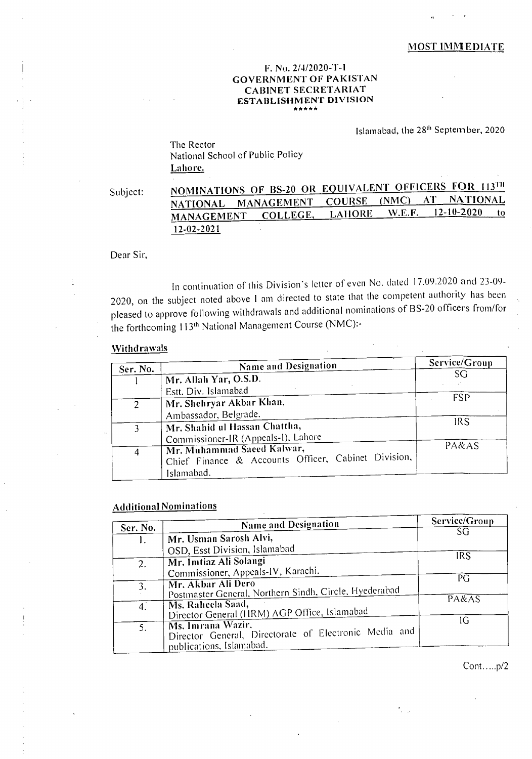**MOST IMMEDIATE**

F. No. 2/4/2020-T-I
GOVERNMENT OF PAKISTAN
CABINET SECRETARIAT
ESTABLISHMENT DIVISION
\*\*\*\*\*

Islamabad, the 28th September, 2020

The Rector
National School of Public Policy
**Lahore.**

Subject: **NOMINATIONS OF BS-20 OR EQUIVALENT OFFICERS FOR 113TH NATIONAL MANAGEMENT COURSE (NMC) AT NATIONAL MANAGEMENT COLLEGE, LAHORE W.E.F. 12-10-2020 to 12-02-2021**

Dear Sir,

In continuation of this Division's letter of even No. dated 17.09.2020 and 23-09-2020, on the subject noted above I am directed to state that the competent authority has been pleased to approve following withdrawals and additional nominations of BS-20 officers from/for the forthcoming 113th National Management Course (NMC):-

**Withdrawals**

| Ser. No. | Name and Designation | Service/Group |
|---|---|---|
| 1 | **Mr. Allah Yar, O.S.D.** Estt. Div. Islamabad | SG |
| 2 | **Mr. Shehryar Akbar Khan,** Ambassador, Belgrade. | FSP |
| 3 | **Mr. Shahid ul Hassan Chattha,** Commissioner-IR (Appeals-I), Lahore | IRS |
| 4 | **Mr. Muhammad Saeed Kalwar,** Chief Finance & Accounts Officer, Cabinet Division, Islamabad. | PA&AS |

**Additional Nominations**

| Ser. No. | Name and Designation | Service/Group |
|---|---|---|
| 1. | **Mr. Usman Sarosh Alvi,** OSD, Esst Division, Islamabad | SG |
| 2. | **Mr. Imtiaz Ali Solangi** Commissioner, Appeals-IV, Karachi. | IRS |
| 3. | **Mr. Akbar Ali Dero** Postmaster General, Northern Sindh, Circle, Hyederabad | PG |
| 4. | **Ms. Raheela Saad,** Director General (IIRM) AGP Office, Islamabad | PA&AS |
| 5. | **Ms. Imrana Wazir,** Director General, Directorate of Electronic Media and publications, Islamabad. | IG |

Cont.....p/2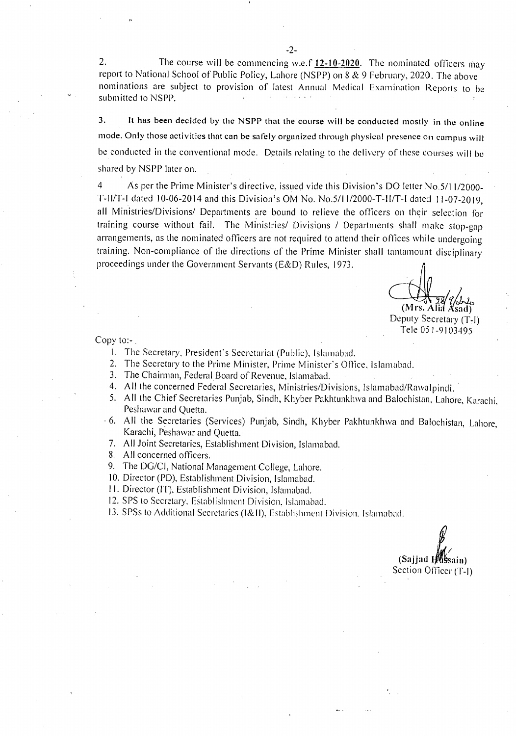2. The course will be commencing w.e.f **12-10-2020**. The nominated officers may report to National School of Public Policy, Lahore (NSPP) on 8 & 9 February, 2020. The above nominations are subject to provision of latest Annual Medical Examination Reports to be submitted to NSPP.

3. It has been decided by the NSPP that the course will be conducted mostly in the online mode. Only those activities that can be safely organized through physical presence on campus will be conducted in the conventional mode. Details relating to the delivery of these courses will be shared by NSPP later on.

4 As per the Prime Minister's directive, issued vide this Division's DO letter No.5/11/2000-T-II/T-I dated 10-06-2014 and this Division's OM No. No.5/11/2000-T-II/T-I dated 11-07-2019, all Ministries/Divisions/ Departments are bound to relieve the officers on their selection for training course without fail. The Ministries/ Divisions / Departments shall make stop-gap arrangements, as the nominated officers are not required to attend their offices while undergoing training. Non-compliance of the directions of the Prime Minister shall tantamount disciplinary proceedings under the Government Servants (E&D) Rules, 1973.

28/9/2020

(Mrs. Alia Asad)
Deputy Secretary (T-I)
Tele 051-9103495

Copy to:-

1. The Secretary, President's Secretariat (Public), Islamabad.
2. The Secretary to the Prime Minister, Prime Minister's Office, Islamabad.
3. The Chairman, Federal Board of Revenue, Islamabad.
4. All the concerned Federal Secretaries, Ministries/Divisions, Islamabad/Rawalpindi.
5. All the Chief Secretaries Punjab, Sindh, Khyber Pakhtunkhwa and Balochistan, Lahore, Karachi, Peshawar and Quetta.
6. All the Secretaries (Services) Punjab, Sindh, Khyber Pakhtunkhwa and Balochistan, Lahore, Karachi, Peshawar and Quetta.
7. All Joint Secretaries, Establishment Division, Islamabad.
8. All concerned officers.
9. The DG/CI, National Management College, Lahore.
10. Director (PD), Establishment Division, Islamabad.
11. Director (IT), Establishment Division, Islamabad.
12. SPS to Secretary, Establishment Division, Islamabad.
13. SPSs to Additional Secretaries (I&II), Establishment Division, Islamabad.

(Sajjad Hussain)
Section Officer (T-I)